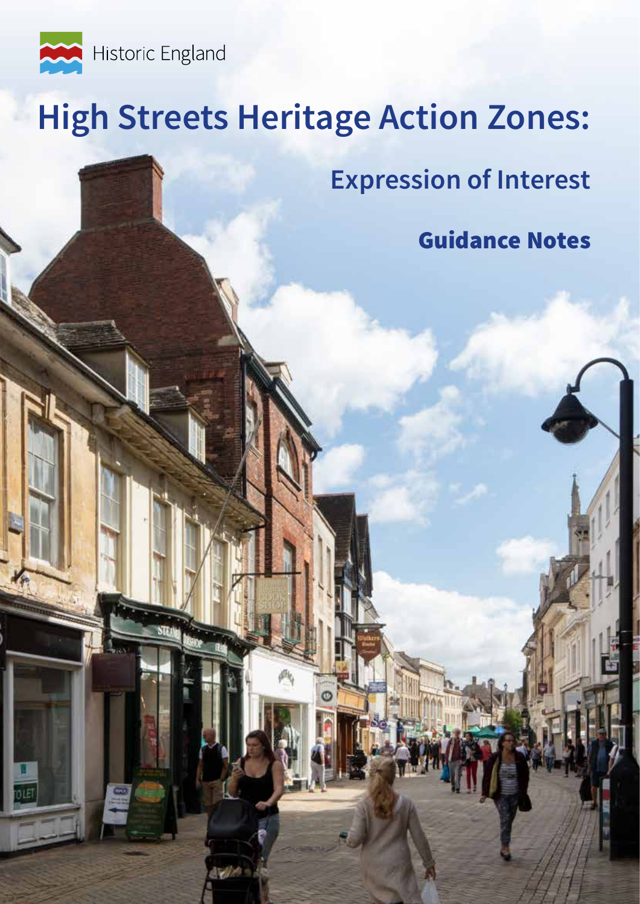Historic England

# High Streets Heritage Action Zones:

## Expression of Interest

### Guidance Notes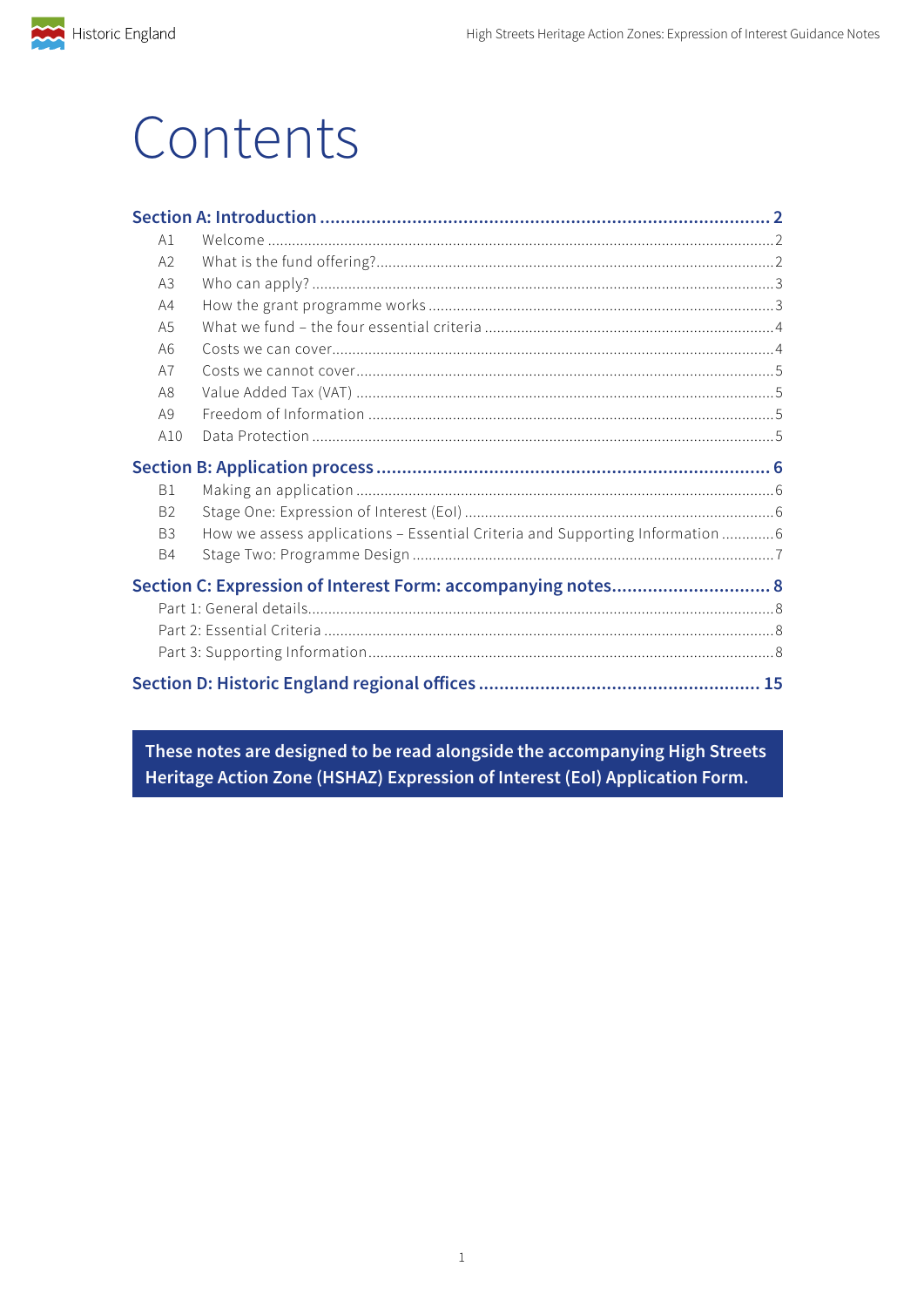# Contents

**Section A: Introduction ........................................................................................ 2**

- A1 Welcome ........................................................................................................ 2
- A2 What is the fund offering? ............................................................................. 2
- A3 Who can apply? ............................................................................................. 3
- A4 How the grant programme works ................................................................... 3
- A5 What we fund – the four essential criteria ...................................................... 4
- A6 Costs we can cover ........................................................................................ 4
- A7 Costs we cannot cover ................................................................................... 5
- A8 Value Added Tax (VAT) ................................................................................. 5
- A9 Freedom of Information ................................................................................. 5
- A10 Data Protection ............................................................................................ 5

**Section B: Application process ............................................................................. 6**

- B1 Making an application .................................................................................... 6
- B2 Stage One: Expression of Interest (EoI) ......................................................... 6
- B3 How we assess applications – Essential Criteria and Supporting Information ............. 6
- B4 Stage Two: Programme Design ..................................................................... 7

**Section C: Expression of Interest Form: accompanying notes .............................. 8**

- Part 1: General details ...................................................................................... 8
- Part 2: Essential Criteria ................................................................................... 8
- Part 3: Supporting Information ......................................................................... 8

**Section D: Historic England regional offices ....................................................... 15**

**These notes are designed to be read alongside the accompanying High Streets Heritage Action Zone (HSHAZ) Expression of Interest (EoI) Application Form.**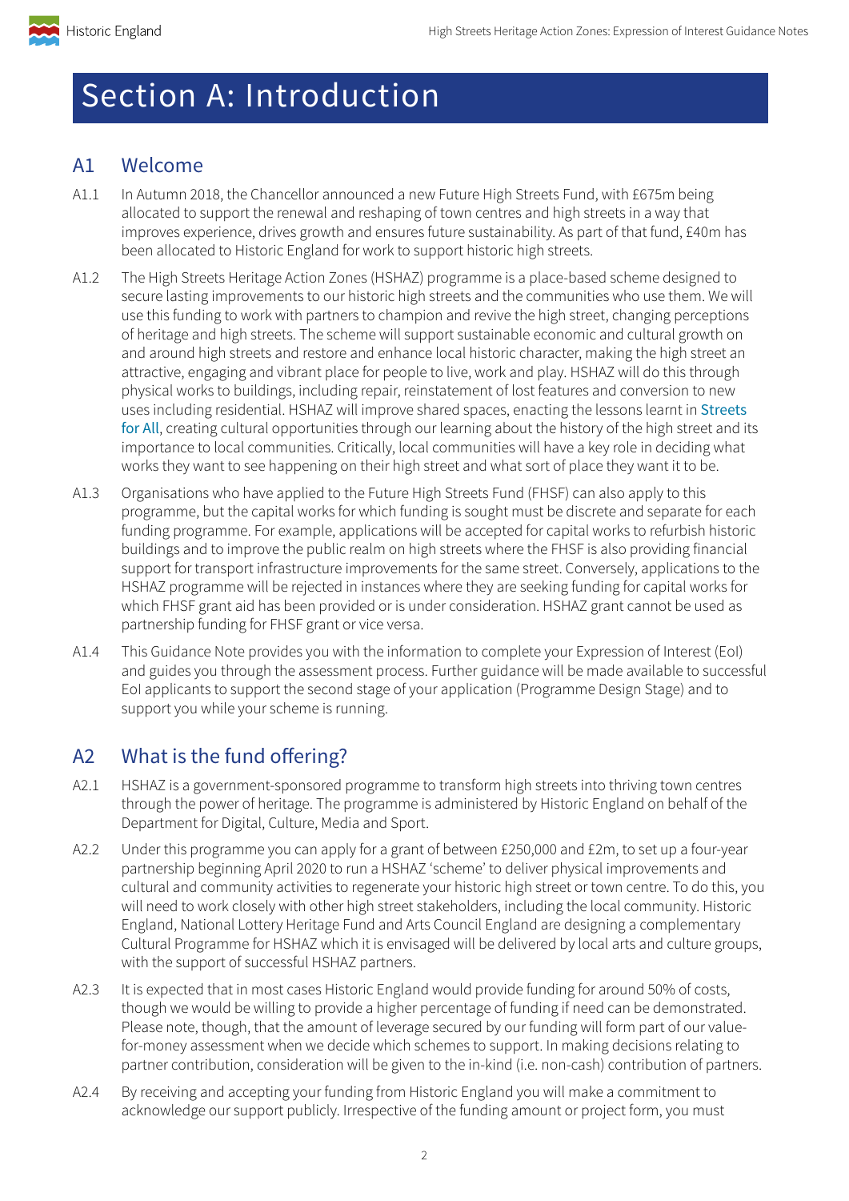# Section A: Introduction

## A1 Welcome

A1.1 In Autumn 2018, the Chancellor announced a new Future High Streets Fund, with £675m being allocated to support the renewal and reshaping of town centres and high streets in a way that improves experience, drives growth and ensures future sustainability. As part of that fund, £40m has been allocated to Historic England for work to support historic high streets.

A1.2 The High Streets Heritage Action Zones (HSHAZ) programme is a place-based scheme designed to secure lasting improvements to our historic high streets and the communities who use them. We will use this funding to work with partners to champion and revive the high street, changing perceptions of heritage and high streets. The scheme will support sustainable economic and cultural growth on and around high streets and restore and enhance local historic character, making the high street an attractive, engaging and vibrant place for people to live, work and play. HSHAZ will do this through physical works to buildings, including repair, reinstatement of lost features and conversion to new uses including residential. HSHAZ will improve shared spaces, enacting the lessons learnt in Streets for All, creating cultural opportunities through our learning about the history of the high street and its importance to local communities. Critically, local communities will have a key role in deciding what works they want to see happening on their high street and what sort of place they want it to be.

A1.3 Organisations who have applied to the Future High Streets Fund (FHSF) can also apply to this programme, but the capital works for which funding is sought must be discrete and separate for each funding programme. For example, applications will be accepted for capital works to refurbish historic buildings and to improve the public realm on high streets where the FHSF is also providing financial support for transport infrastructure improvements for the same street. Conversely, applications to the HSHAZ programme will be rejected in instances where they are seeking funding for capital works for which FHSF grant aid has been provided or is under consideration. HSHAZ grant cannot be used as partnership funding for FHSF grant or vice versa.

A1.4 This Guidance Note provides you with the information to complete your Expression of Interest (EoI) and guides you through the assessment process. Further guidance will be made available to successful EoI applicants to support the second stage of your application (Programme Design Stage) and to support you while your scheme is running.

## A2 What is the fund offering?

A2.1 HSHAZ is a government-sponsored programme to transform high streets into thriving town centres through the power of heritage. The programme is administered by Historic England on behalf of the Department for Digital, Culture, Media and Sport.

A2.2 Under this programme you can apply for a grant of between £250,000 and £2m, to set up a four-year partnership beginning April 2020 to run a HSHAZ 'scheme' to deliver physical improvements and cultural and community activities to regenerate your historic high street or town centre. To do this, you will need to work closely with other high street stakeholders, including the local community. Historic England, National Lottery Heritage Fund and Arts Council England are designing a complementary Cultural Programme for HSHAZ which it is envisaged will be delivered by local arts and culture groups, with the support of successful HSHAZ partners.

A2.3 It is expected that in most cases Historic England would provide funding for around 50% of costs, though we would be willing to provide a higher percentage of funding if need can be demonstrated. Please note, though, that the amount of leverage secured by our funding will form part of our value-for-money assessment when we decide which schemes to support. In making decisions relating to partner contribution, consideration will be given to the in-kind (i.e. non-cash) contribution of partners.

A2.4 By receiving and accepting your funding from Historic England you will make a commitment to acknowledge our support publicly. Irrespective of the funding amount or project form, you must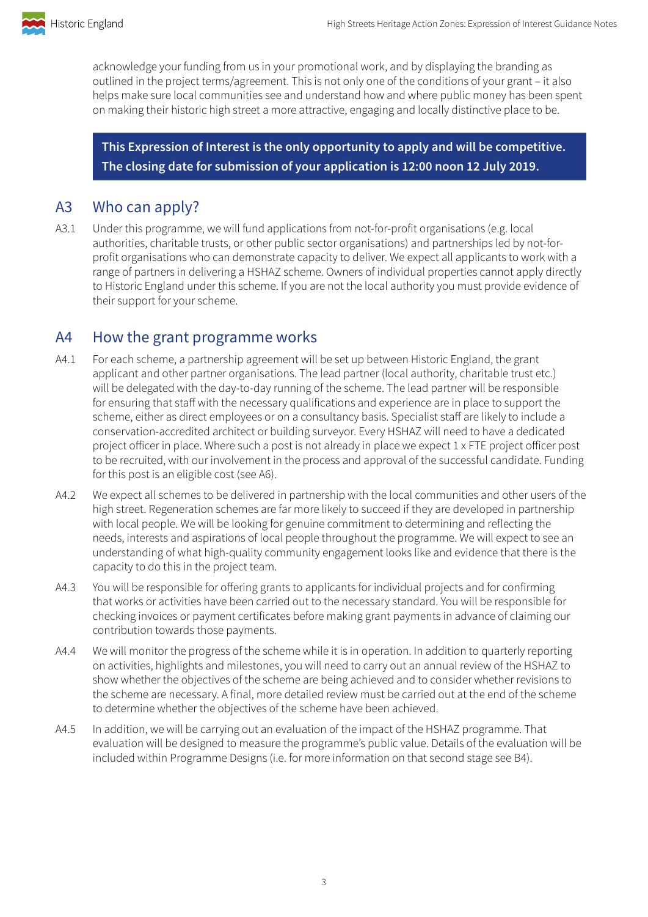acknowledge your funding from us in your promotional work, and by displaying the branding as outlined in the project terms/agreement. This is not only one of the conditions of your grant – it also helps make sure local communities see and understand how and where public money has been spent on making their historic high street a more attractive, engaging and locally distinctive place to be.

**This Expression of Interest is the only opportunity to apply and will be competitive. The closing date for submission of your application is 12:00 noon 12 July 2019.**

## A3 Who can apply?

A3.1 Under this programme, we will fund applications from not-for-profit organisations (e.g. local authorities, charitable trusts, or other public sector organisations) and partnerships led by not-for-profit organisations who can demonstrate capacity to deliver. We expect all applicants to work with a range of partners in delivering a HSHAZ scheme. Owners of individual properties cannot apply directly to Historic England under this scheme. If you are not the local authority you must provide evidence of their support for your scheme.

## A4 How the grant programme works

A4.1 For each scheme, a partnership agreement will be set up between Historic England, the grant applicant and other partner organisations. The lead partner (local authority, charitable trust etc.) will be delegated with the day-to-day running of the scheme. The lead partner will be responsible for ensuring that staff with the necessary qualifications and experience are in place to support the scheme, either as direct employees or on a consultancy basis. Specialist staff are likely to include a conservation-accredited architect or building surveyor. Every HSHAZ will need to have a dedicated project officer in place. Where such a post is not already in place we expect 1 x FTE project officer post to be recruited, with our involvement in the process and approval of the successful candidate. Funding for this post is an eligible cost (see A6).

A4.2 We expect all schemes to be delivered in partnership with the local communities and other users of the high street. Regeneration schemes are far more likely to succeed if they are developed in partnership with local people. We will be looking for genuine commitment to determining and reflecting the needs, interests and aspirations of local people throughout the programme. We will expect to see an understanding of what high-quality community engagement looks like and evidence that there is the capacity to do this in the project team.

A4.3 You will be responsible for offering grants to applicants for individual projects and for confirming that works or activities have been carried out to the necessary standard. You will be responsible for checking invoices or payment certificates before making grant payments in advance of claiming our contribution towards those payments.

A4.4 We will monitor the progress of the scheme while it is in operation. In addition to quarterly reporting on activities, highlights and milestones, you will need to carry out an annual review of the HSHAZ to show whether the objectives of the scheme are being achieved and to consider whether revisions to the scheme are necessary. A final, more detailed review must be carried out at the end of the scheme to determine whether the objectives of the scheme have been achieved.

A4.5 In addition, we will be carrying out an evaluation of the impact of the HSHAZ programme. That evaluation will be designed to measure the programme's public value. Details of the evaluation will be included within Programme Designs (i.e. for more information on that second stage see B4).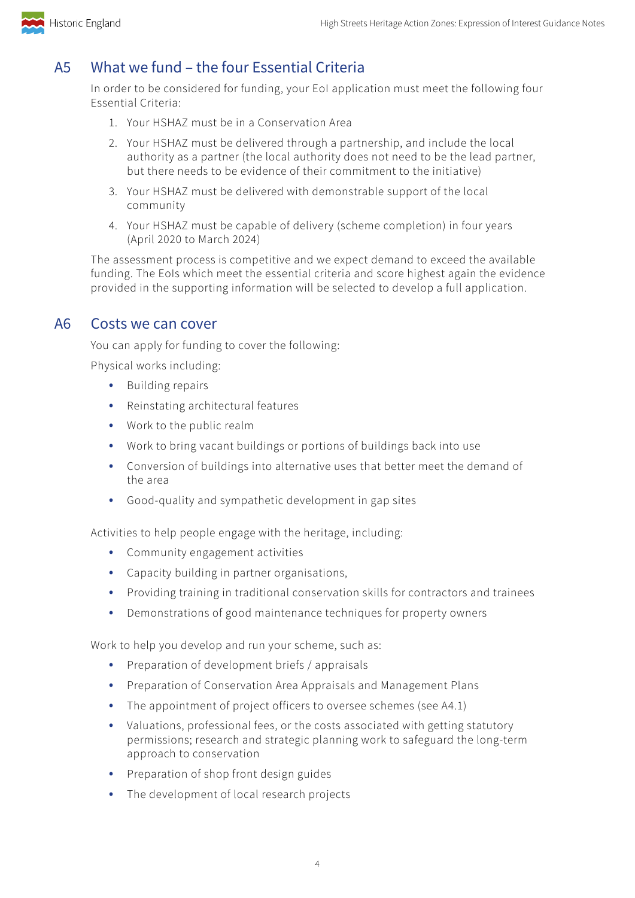## A5 What we fund – the four Essential Criteria

In order to be considered for funding, your EoI application must meet the following four Essential Criteria:

1. Your HSHAZ must be in a Conservation Area
2. Your HSHAZ must be delivered through a partnership, and include the local authority as a partner (the local authority does not need to be the lead partner, but there needs to be evidence of their commitment to the initiative)
3. Your HSHAZ must be delivered with demonstrable support of the local community
4. Your HSHAZ must be capable of delivery (scheme completion) in four years (April 2020 to March 2024)

The assessment process is competitive and we expect demand to exceed the available funding. The EoIs which meet the essential criteria and score highest again the evidence provided in the supporting information will be selected to develop a full application.

## A6 Costs we can cover

You can apply for funding to cover the following:

Physical works including:

- Building repairs
- Reinstating architectural features
- Work to the public realm
- Work to bring vacant buildings or portions of buildings back into use
- Conversion of buildings into alternative uses that better meet the demand of the area
- Good-quality and sympathetic development in gap sites

Activities to help people engage with the heritage, including:

- Community engagement activities
- Capacity building in partner organisations,
- Providing training in traditional conservation skills for contractors and trainees
- Demonstrations of good maintenance techniques for property owners

Work to help you develop and run your scheme, such as:

- Preparation of development briefs / appraisals
- Preparation of Conservation Area Appraisals and Management Plans
- The appointment of project officers to oversee schemes (see A4.1)
- Valuations, professional fees, or the costs associated with getting statutory permissions; research and strategic planning work to safeguard the long-term approach to conservation
- Preparation of shop front design guides
- The development of local research projects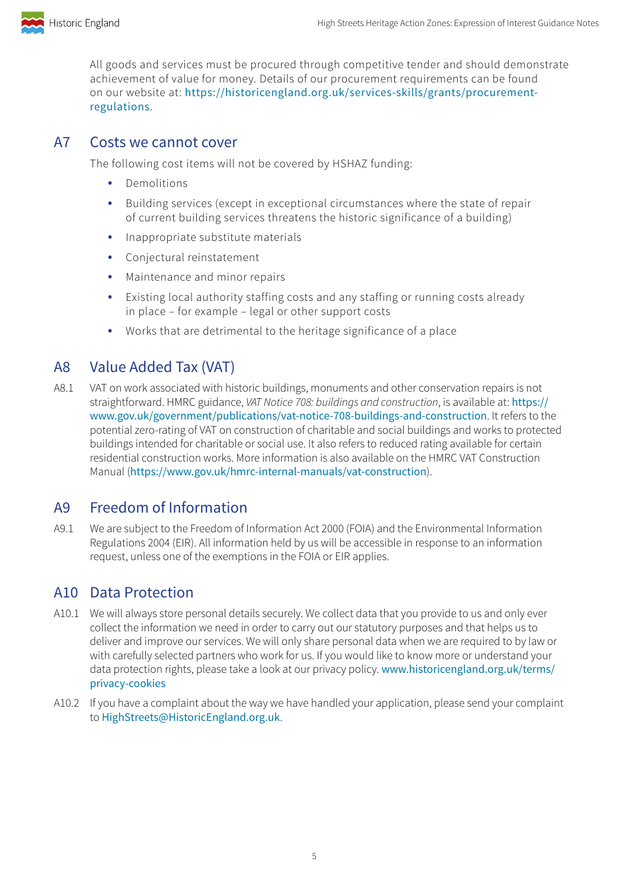All goods and services must be procured through competitive tender and should demonstrate achievement of value for money. Details of our procurement requirements can be found on our website at: https://historicengland.org.uk/services-skills/grants/procurement-regulations.

## A7 Costs we cannot cover

The following cost items will not be covered by HSHAZ funding:

- Demolitions
- Building services (except in exceptional circumstances where the state of repair of current building services threatens the historic significance of a building)
- Inappropriate substitute materials
- Conjectural reinstatement
- Maintenance and minor repairs
- Existing local authority staffing costs and any staffing or running costs already in place – for example – legal or other support costs
- Works that are detrimental to the heritage significance of a place

## A8 Value Added Tax (VAT)

A8.1 VAT on work associated with historic buildings, monuments and other conservation repairs is not straightforward. HMRC guidance, *VAT Notice 708: buildings and construction*, is available at: https://www.gov.uk/government/publications/vat-notice-708-buildings-and-construction. It refers to the potential zero-rating of VAT on construction of charitable and social buildings and works to protected buildings intended for charitable or social use. It also refers to reduced rating available for certain residential construction works. More information is also available on the HMRC VAT Construction Manual (https://www.gov.uk/hmrc-internal-manuals/vat-construction).

## A9 Freedom of Information

A9.1 We are subject to the Freedom of Information Act 2000 (FOIA) and the Environmental Information Regulations 2004 (EIR). All information held by us will be accessible in response to an information request, unless one of the exemptions in the FOIA or EIR applies.

## A10 Data Protection

A10.1 We will always store personal details securely. We collect data that you provide to us and only ever collect the information we need in order to carry out our statutory purposes and that helps us to deliver and improve our services. We will only share personal data when we are required to by law or with carefully selected partners who work for us. If you would like to know more or understand your data protection rights, please take a look at our privacy policy. www.historicengland.org.uk/terms/privacy-cookies

A10.2 If you have a complaint about the way we have handled your application, please send your complaint to HighStreets@HistoricEngland.org.uk.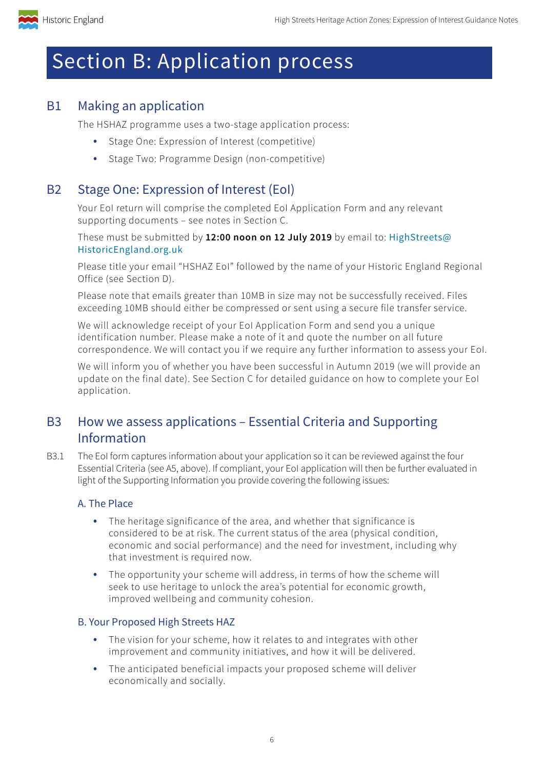# Section B: Application process

## B1 Making an application

The HSHAZ programme uses a two-stage application process:

- Stage One: Expression of Interest (competitive)
- Stage Two: Programme Design (non-competitive)

## B2 Stage One: Expression of Interest (EoI)

Your EoI return will comprise the completed EoI Application Form and any relevant supporting documents – see notes in Section C.

These must be submitted by **12:00 noon on 12 July 2019** by email to: HighStreets@HistoricEngland.org.uk

Please title your email "HSHAZ EoI" followed by the name of your Historic England Regional Office (see Section D).

Please note that emails greater than 10MB in size may not be successfully received. Files exceeding 10MB should either be compressed or sent using a secure file transfer service.

We will acknowledge receipt of your EoI Application Form and send you a unique identification number. Please make a note of it and quote the number on all future correspondence. We will contact you if we require any further information to assess your EoI.

We will inform you of whether you have been successful in Autumn 2019 (we will provide an update on the final date). See Section C for detailed guidance on how to complete your EoI application.

## B3 How we assess applications – Essential Criteria and Supporting Information

B3.1 The EoI form captures information about your application so it can be reviewed against the four Essential Criteria (see A5, above). If compliant, your EoI application will then be further evaluated in light of the Supporting Information you provide covering the following issues:

### A. The Place

- The heritage significance of the area, and whether that significance is considered to be at risk. The current status of the area (physical condition, economic and social performance) and the need for investment, including why that investment is required now.
- The opportunity your scheme will address, in terms of how the scheme will seek to use heritage to unlock the area's potential for economic growth, improved wellbeing and community cohesion.

### B. Your Proposed High Streets HAZ

- The vision for your scheme, how it relates to and integrates with other improvement and community initiatives, and how it will be delivered.
- The anticipated beneficial impacts your proposed scheme will deliver economically and socially.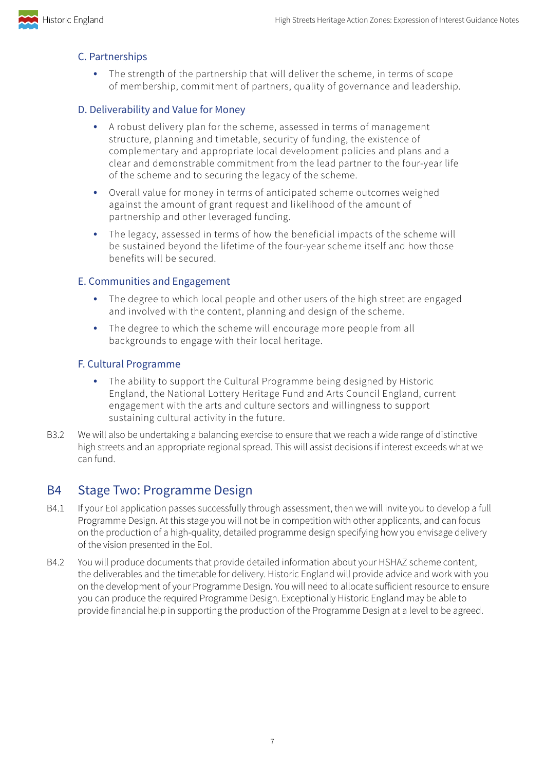### C. Partnerships

- The strength of the partnership that will deliver the scheme, in terms of scope of membership, commitment of partners, quality of governance and leadership.

### D. Deliverability and Value for Money

- A robust delivery plan for the scheme, assessed in terms of management structure, planning and timetable, security of funding, the existence of complementary and appropriate local development policies and plans and a clear and demonstrable commitment from the lead partner to the four-year life of the scheme and to securing the legacy of the scheme.
- Overall value for money in terms of anticipated scheme outcomes weighed against the amount of grant request and likelihood of the amount of partnership and other leveraged funding.
- The legacy, assessed in terms of how the beneficial impacts of the scheme will be sustained beyond the lifetime of the four-year scheme itself and how those benefits will be secured.

### E. Communities and Engagement

- The degree to which local people and other users of the high street are engaged and involved with the content, planning and design of the scheme.
- The degree to which the scheme will encourage more people from all backgrounds to engage with their local heritage.

### F. Cultural Programme

- The ability to support the Cultural Programme being designed by Historic England, the National Lottery Heritage Fund and Arts Council England, current engagement with the arts and culture sectors and willingness to support sustaining cultural activity in the future.

B3.2 We will also be undertaking a balancing exercise to ensure that we reach a wide range of distinctive high streets and an appropriate regional spread. This will assist decisions if interest exceeds what we can fund.

## B4 Stage Two: Programme Design

B4.1 If your EoI application passes successfully through assessment, then we will invite you to develop a full Programme Design. At this stage you will not be in competition with other applicants, and can focus on the production of a high-quality, detailed programme design specifying how you envisage delivery of the vision presented in the EoI.

B4.2 You will produce documents that provide detailed information about your HSHAZ scheme content, the deliverables and the timetable for delivery. Historic England will provide advice and work with you on the development of your Programme Design. You will need to allocate sufficient resource to ensure you can produce the required Programme Design. Exceptionally Historic England may be able to provide financial help in supporting the production of the Programme Design at a level to be agreed.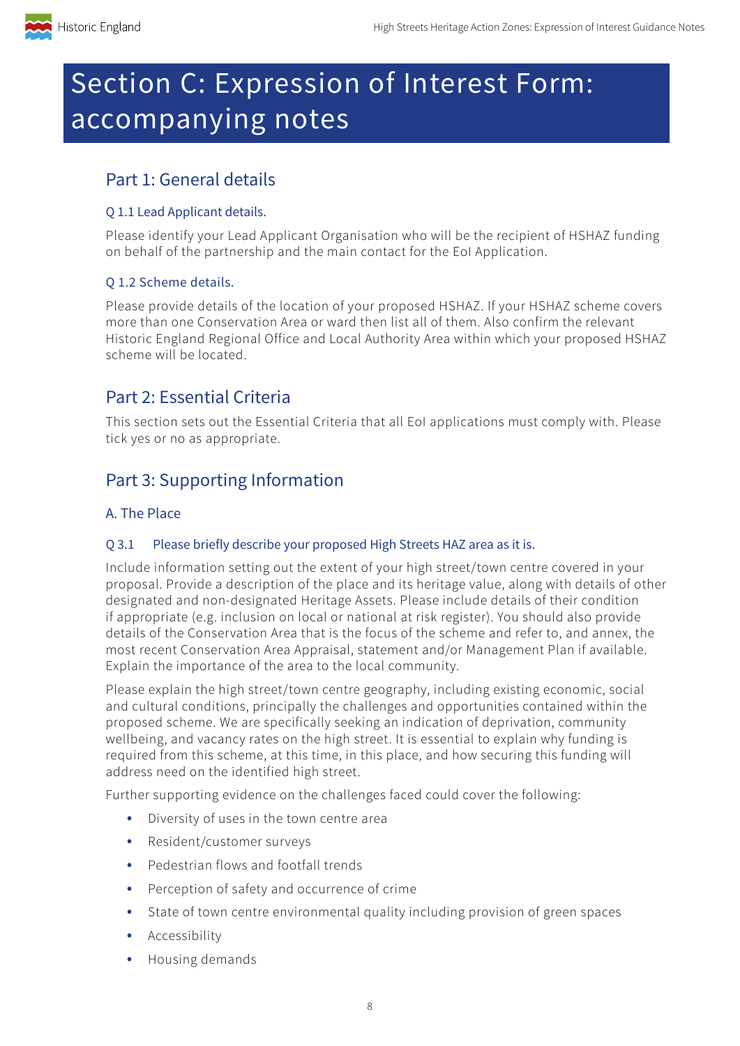# Section C: Expression of Interest Form: accompanying notes

## Part 1: General details

### Q 1.1 Lead Applicant details.

Please identify your Lead Applicant Organisation who will be the recipient of HSHAZ funding on behalf of the partnership and the main contact for the EoI Application.

### Q 1.2 Scheme details.

Please provide details of the location of your proposed HSHAZ. If your HSHAZ scheme covers more than one Conservation Area or ward then list all of them. Also confirm the relevant Historic England Regional Office and Local Authority Area within which your proposed HSHAZ scheme will be located.

## Part 2: Essential Criteria

This section sets out the Essential Criteria that all EoI applications must comply with. Please tick yes or no as appropriate.

## Part 3: Supporting Information

### A. The Place

#### Q 3.1 Please briefly describe your proposed High Streets HAZ area as it is.

Include information setting out the extent of your high street/town centre covered in your proposal. Provide a description of the place and its heritage value, along with details of other designated and non-designated Heritage Assets. Please include details of their condition if appropriate (e.g. inclusion on local or national at risk register). You should also provide details of the Conservation Area that is the focus of the scheme and refer to, and annex, the most recent Conservation Area Appraisal, statement and/or Management Plan if available. Explain the importance of the area to the local community.

Please explain the high street/town centre geography, including existing economic, social and cultural conditions, principally the challenges and opportunities contained within the proposed scheme. We are specifically seeking an indication of deprivation, community wellbeing, and vacancy rates on the high street. It is essential to explain why funding is required from this scheme, at this time, in this place, and how securing this funding will address need on the identified high street.

Further supporting evidence on the challenges faced could cover the following:

- Diversity of uses in the town centre area
- Resident/customer surveys
- Pedestrian flows and footfall trends
- Perception of safety and occurrence of crime
- State of town centre environmental quality including provision of green spaces
- Accessibility
- Housing demands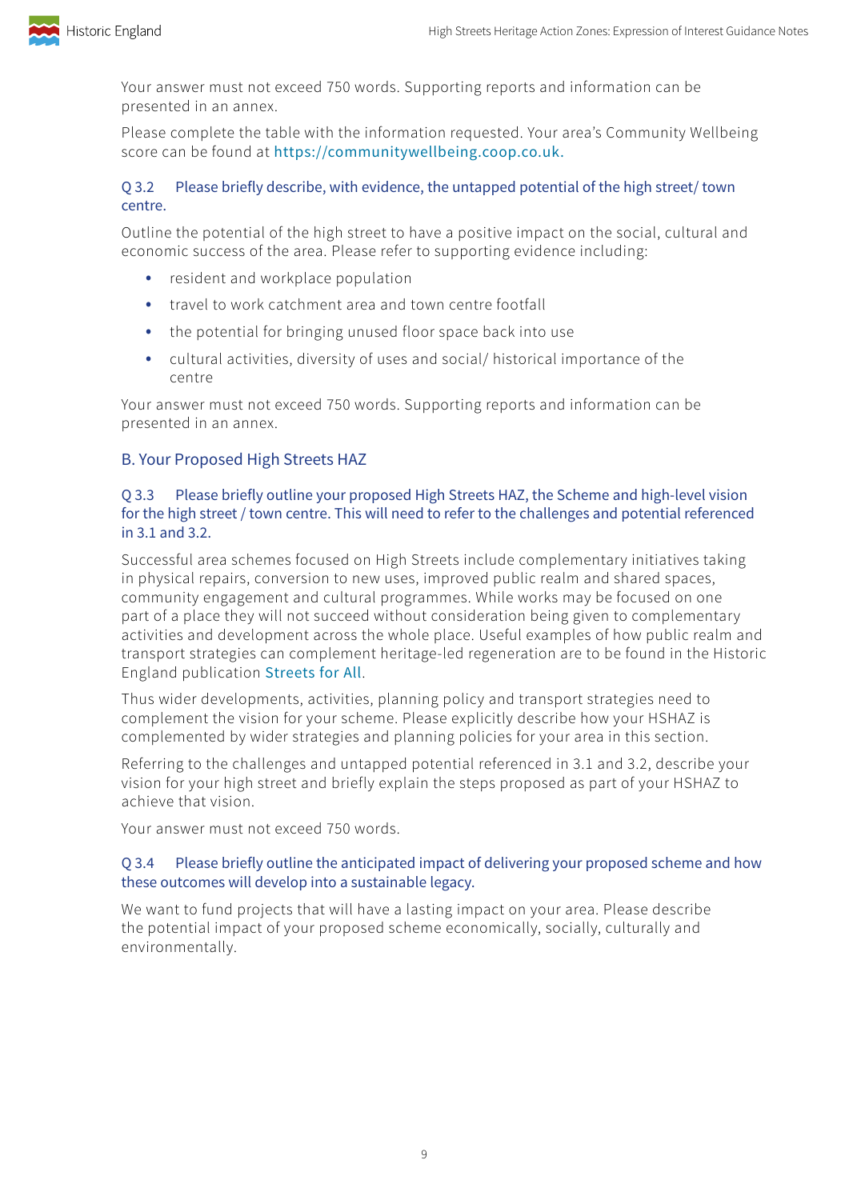Your answer must not exceed 750 words. Supporting reports and information can be presented in an annex.

Please complete the table with the information requested. Your area's Community Wellbeing score can be found at https://communitywellbeing.coop.co.uk.

### Q 3.2 Please briefly describe, with evidence, the untapped potential of the high street/ town centre.

Outline the potential of the high street to have a positive impact on the social, cultural and economic success of the area. Please refer to supporting evidence including:

- resident and workplace population
- travel to work catchment area and town centre footfall
- the potential for bringing unused floor space back into use
- cultural activities, diversity of uses and social/ historical importance of the centre

Your answer must not exceed 750 words. Supporting reports and information can be presented in an annex.

## B. Your Proposed High Streets HAZ

### Q 3.3 Please briefly outline your proposed High Streets HAZ, the Scheme and high-level vision for the high street / town centre. This will need to refer to the challenges and potential referenced in 3.1 and 3.2.

Successful area schemes focused on High Streets include complementary initiatives taking in physical repairs, conversion to new uses, improved public realm and shared spaces, community engagement and cultural programmes. While works may be focused on one part of a place they will not succeed without consideration being given to complementary activities and development across the whole place. Useful examples of how public realm and transport strategies can complement heritage-led regeneration are to be found in the Historic England publication Streets for All.

Thus wider developments, activities, planning policy and transport strategies need to complement the vision for your scheme. Please explicitly describe how your HSHAZ is complemented by wider strategies and planning policies for your area in this section.

Referring to the challenges and untapped potential referenced in 3.1 and 3.2, describe your vision for your high street and briefly explain the steps proposed as part of your HSHAZ to achieve that vision.

Your answer must not exceed 750 words.

### Q 3.4 Please briefly outline the anticipated impact of delivering your proposed scheme and how these outcomes will develop into a sustainable legacy.

We want to fund projects that will have a lasting impact on your area. Please describe the potential impact of your proposed scheme economically, socially, culturally and environmentally.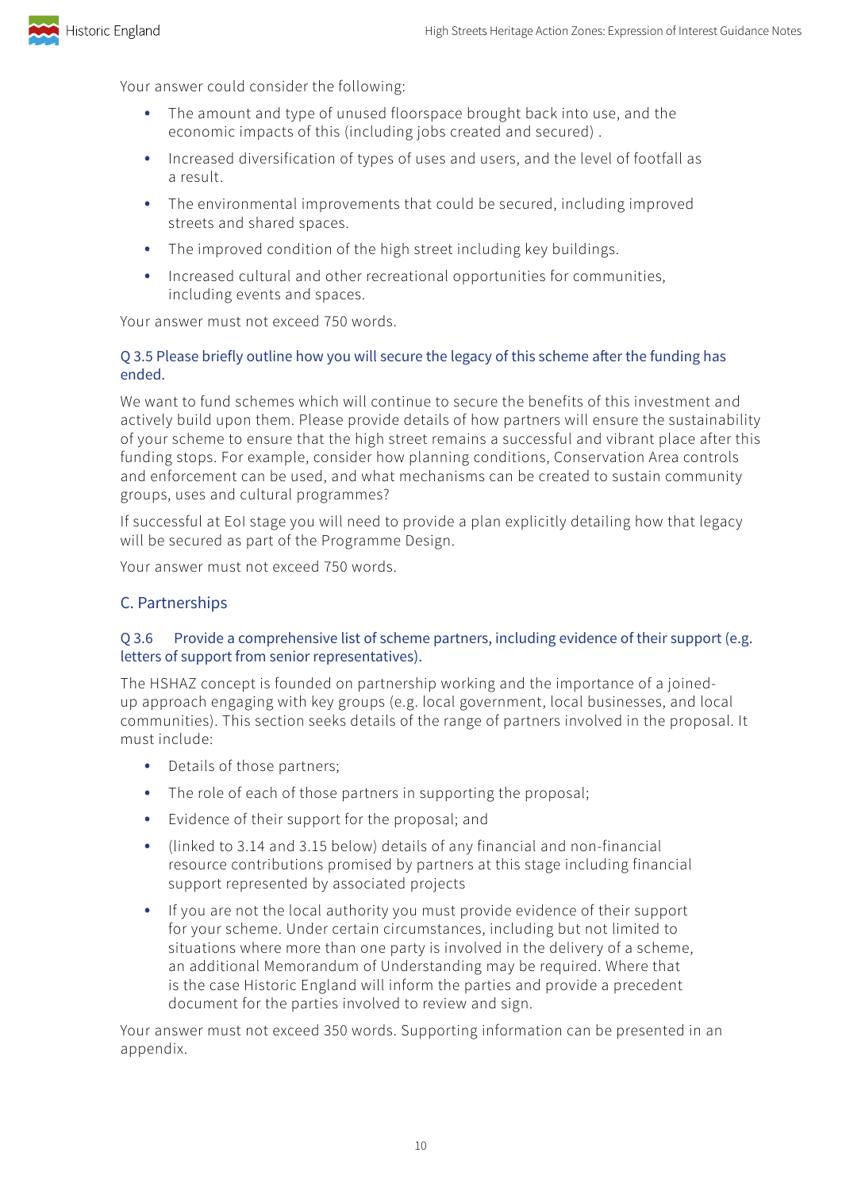Your answer could consider the following:

- The amount and type of unused floorspace brought back into use, and the economic impacts of this (including jobs created and secured) .
- Increased diversification of types of uses and users, and the level of footfall as a result.
- The environmental improvements that could be secured, including improved streets and shared spaces.
- The improved condition of the high street including key buildings.
- Increased cultural and other recreational opportunities for communities, including events and spaces.

Your answer must not exceed 750 words.

#### Q 3.5 Please briefly outline how you will secure the legacy of this scheme after the funding has ended.

We want to fund schemes which will continue to secure the benefits of this investment and actively build upon them. Please provide details of how partners will ensure the sustainability of your scheme to ensure that the high street remains a successful and vibrant place after this funding stops. For example, consider how planning conditions, Conservation Area controls and enforcement can be used, and what mechanisms can be created to sustain community groups, uses and cultural programmes?

If successful at EoI stage you will need to provide a plan explicitly detailing how that legacy will be secured as part of the Programme Design.

Your answer must not exceed 750 words.

### C. Partnerships

#### Q 3.6 Provide a comprehensive list of scheme partners, including evidence of their support (e.g. letters of support from senior representatives).

The HSHAZ concept is founded on partnership working and the importance of a joined-up approach engaging with key groups (e.g. local government, local businesses, and local communities). This section seeks details of the range of partners involved in the proposal. It must include:

- Details of those partners;
- The role of each of those partners in supporting the proposal;
- Evidence of their support for the proposal; and
- (linked to 3.14 and 3.15 below) details of any financial and non-financial resource contributions promised by partners at this stage including financial support represented by associated projects
- If you are not the local authority you must provide evidence of their support for your scheme. Under certain circumstances, including but not limited to situations where more than one party is involved in the delivery of a scheme, an additional Memorandum of Understanding may be required. Where that is the case Historic England will inform the parties and provide a precedent document for the parties involved to review and sign.

Your answer must not exceed 350 words. Supporting information can be presented in an appendix.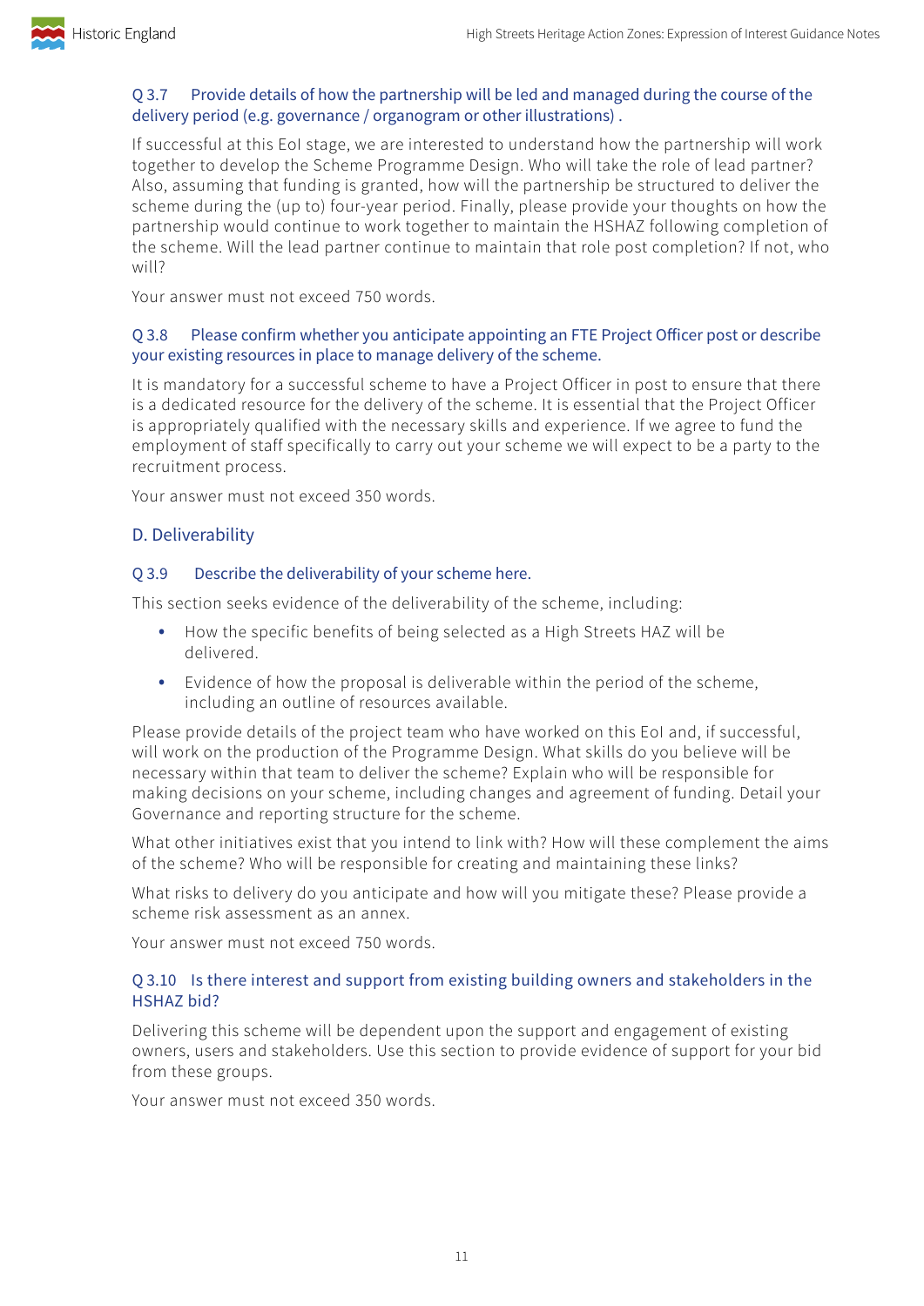### Q 3.7 Provide details of how the partnership will be led and managed during the course of the delivery period (e.g. governance / organogram or other illustrations) .

If successful at this EoI stage, we are interested to understand how the partnership will work together to develop the Scheme Programme Design. Who will take the role of lead partner? Also, assuming that funding is granted, how will the partnership be structured to deliver the scheme during the (up to) four-year period. Finally, please provide your thoughts on how the partnership would continue to work together to maintain the HSHAZ following completion of the scheme. Will the lead partner continue to maintain that role post completion? If not, who will?

Your answer must not exceed 750 words.

### Q 3.8 Please confirm whether you anticipate appointing an FTE Project Officer post or describe your existing resources in place to manage delivery of the scheme.

It is mandatory for a successful scheme to have a Project Officer in post to ensure that there is a dedicated resource for the delivery of the scheme. It is essential that the Project Officer is appropriately qualified with the necessary skills and experience. If we agree to fund the employment of staff specifically to carry out your scheme we will expect to be a party to the recruitment process.

Your answer must not exceed 350 words.

## D. Deliverability

### Q 3.9 Describe the deliverability of your scheme here.

This section seeks evidence of the deliverability of the scheme, including:

- How the specific benefits of being selected as a High Streets HAZ will be delivered.
- Evidence of how the proposal is deliverable within the period of the scheme, including an outline of resources available.

Please provide details of the project team who have worked on this EoI and, if successful, will work on the production of the Programme Design. What skills do you believe will be necessary within that team to deliver the scheme? Explain who will be responsible for making decisions on your scheme, including changes and agreement of funding. Detail your Governance and reporting structure for the scheme.

What other initiatives exist that you intend to link with? How will these complement the aims of the scheme? Who will be responsible for creating and maintaining these links?

What risks to delivery do you anticipate and how will you mitigate these? Please provide a scheme risk assessment as an annex.

Your answer must not exceed 750 words.

### Q 3.10 Is there interest and support from existing building owners and stakeholders in the HSHAZ bid?

Delivering this scheme will be dependent upon the support and engagement of existing owners, users and stakeholders. Use this section to provide evidence of support for your bid from these groups.

Your answer must not exceed 350 words.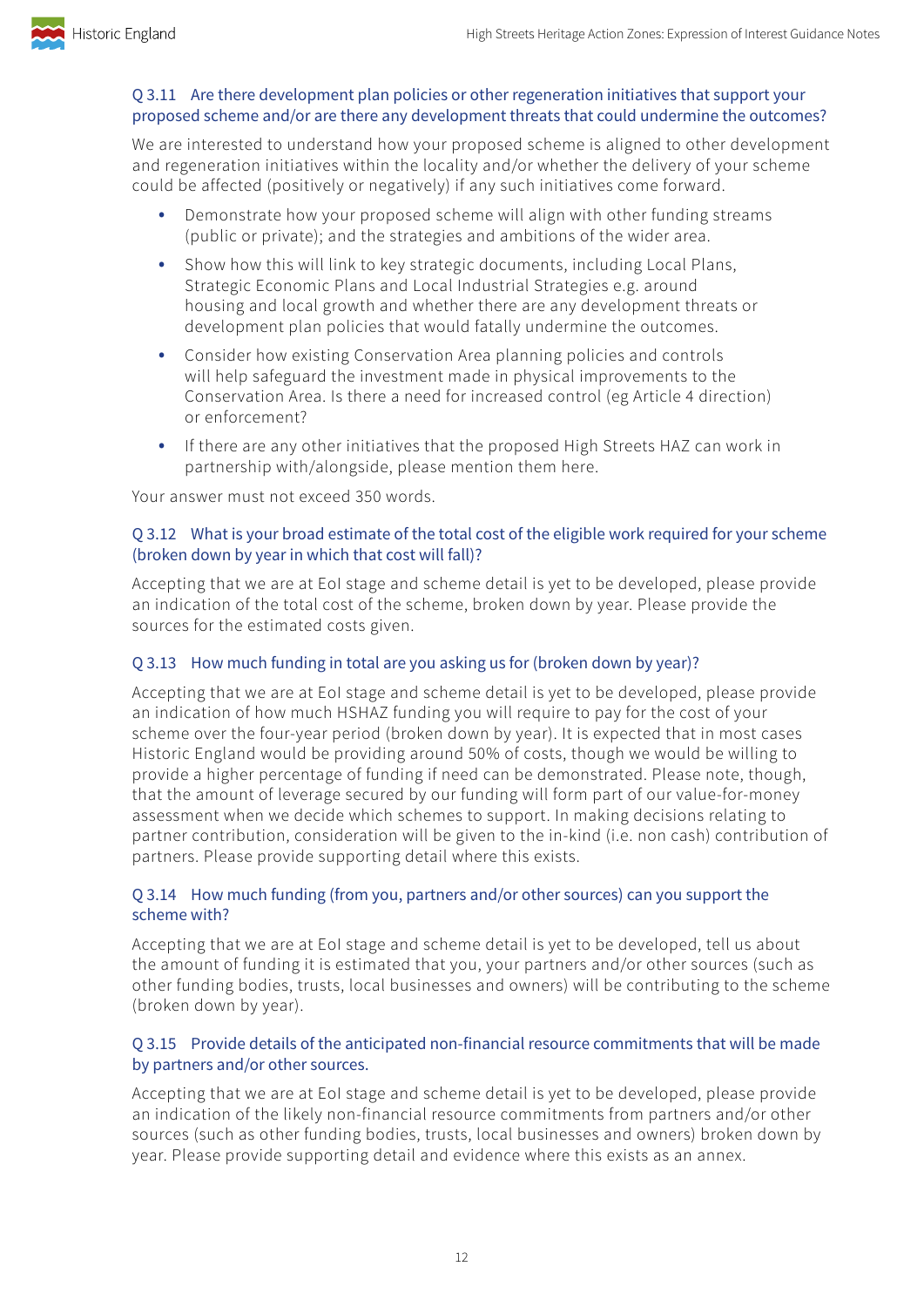### Q 3.11 Are there development plan policies or other regeneration initiatives that support your proposed scheme and/or are there any development threats that could undermine the outcomes?

We are interested to understand how your proposed scheme is aligned to other development and regeneration initiatives within the locality and/or whether the delivery of your scheme could be affected (positively or negatively) if any such initiatives come forward.

- Demonstrate how your proposed scheme will align with other funding streams (public or private); and the strategies and ambitions of the wider area.
- Show how this will link to key strategic documents, including Local Plans, Strategic Economic Plans and Local Industrial Strategies e.g. around housing and local growth and whether there are any development threats or development plan policies that would fatally undermine the outcomes.
- Consider how existing Conservation Area planning policies and controls will help safeguard the investment made in physical improvements to the Conservation Area. Is there a need for increased control (eg Article 4 direction) or enforcement?
- If there are any other initiatives that the proposed High Streets HAZ can work in partnership with/alongside, please mention them here.

Your answer must not exceed 350 words.

### Q 3.12 What is your broad estimate of the total cost of the eligible work required for your scheme (broken down by year in which that cost will fall)?

Accepting that we are at EoI stage and scheme detail is yet to be developed, please provide an indication of the total cost of the scheme, broken down by year. Please provide the sources for the estimated costs given.

### Q 3.13 How much funding in total are you asking us for (broken down by year)?

Accepting that we are at EoI stage and scheme detail is yet to be developed, please provide an indication of how much HSHAZ funding you will require to pay for the cost of your scheme over the four-year period (broken down by year). It is expected that in most cases Historic England would be providing around 50% of costs, though we would be willing to provide a higher percentage of funding if need can be demonstrated. Please note, though, that the amount of leverage secured by our funding will form part of our value-for-money assessment when we decide which schemes to support. In making decisions relating to partner contribution, consideration will be given to the in-kind (i.e. non cash) contribution of partners. Please provide supporting detail where this exists.

### Q 3.14 How much funding (from you, partners and/or other sources) can you support the scheme with?

Accepting that we are at EoI stage and scheme detail is yet to be developed, tell us about the amount of funding it is estimated that you, your partners and/or other sources (such as other funding bodies, trusts, local businesses and owners) will be contributing to the scheme (broken down by year).

### Q 3.15 Provide details of the anticipated non-financial resource commitments that will be made by partners and/or other sources.

Accepting that we are at EoI stage and scheme detail is yet to be developed, please provide an indication of the likely non-financial resource commitments from partners and/or other sources (such as other funding bodies, trusts, local businesses and owners) broken down by year. Please provide supporting detail and evidence where this exists as an annex.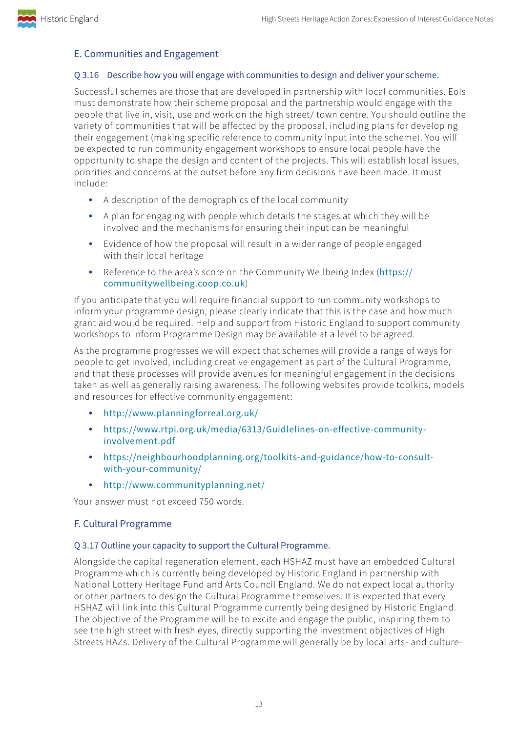## E. Communities and Engagement

### Q 3.16 Describe how you will engage with communities to design and deliver your scheme.

Successful schemes are those that are developed in partnership with local communities. EoIs must demonstrate how their scheme proposal and the partnership would engage with the people that live in, visit, use and work on the high street/ town centre. You should outline the variety of communities that will be affected by the proposal, including plans for developing their engagement (making specific reference to community input into the scheme). You will be expected to run community engagement workshops to ensure local people have the opportunity to shape the design and content of the projects. This will establish local issues, priorities and concerns at the outset before any firm decisions have been made. It must include:

- A description of the demographics of the local community
- A plan for engaging with people which details the stages at which they will be involved and the mechanisms for ensuring their input can be meaningful
- Evidence of how the proposal will result in a wider range of people engaged with their local heritage
- Reference to the area's score on the Community Wellbeing Index (https://communitywellbeing.coop.co.uk)

If you anticipate that you will require financial support to run community workshops to inform your programme design, please clearly indicate that this is the case and how much grant aid would be required. Help and support from Historic England to support community workshops to inform Programme Design may be available at a level to be agreed.

As the programme progresses we will expect that schemes will provide a range of ways for people to get involved, including creative engagement as part of the Cultural Programme, and that these processes will provide avenues for meaningful engagement in the decisions taken as well as generally raising awareness. The following websites provide toolkits, models and resources for effective community engagement:

- http://www.planningforreal.org.uk/
- https://www.rtpi.org.uk/media/6313/Guidlelines-on-effective-community-involvement.pdf
- https://neighbourhoodplanning.org/toolkits-and-guidance/how-to-consult-with-your-community/
- http://www.communityplanning.net/

Your answer must not exceed 750 words.

## F. Cultural Programme

### Q 3.17 Outline your capacity to support the Cultural Programme.

Alongside the capital regeneration element, each HSHAZ must have an embedded Cultural Programme which is currently being developed by Historic England in partnership with National Lottery Heritage Fund and Arts Council England. We do not expect local authority or other partners to design the Cultural Programme themselves. It is expected that every HSHAZ will link into this Cultural Programme currently being designed by Historic England. The objective of the Programme will be to excite and engage the public, inspiring them to see the high street with fresh eyes, directly supporting the investment objectives of High Streets HAZs. Delivery of the Cultural Programme will generally be by local arts- and culture-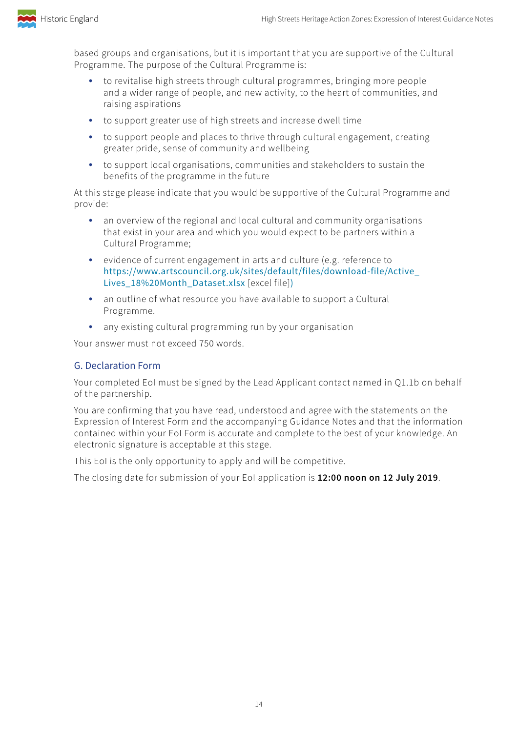based groups and organisations, but it is important that you are supportive of the Cultural Programme. The purpose of the Cultural Programme is:

- to revitalise high streets through cultural programmes, bringing more people and a wider range of people, and new activity, to the heart of communities, and raising aspirations
- to support greater use of high streets and increase dwell time
- to support people and places to thrive through cultural engagement, creating greater pride, sense of community and wellbeing
- to support local organisations, communities and stakeholders to sustain the benefits of the programme in the future

At this stage please indicate that you would be supportive of the Cultural Programme and provide:

- an overview of the regional and local cultural and community organisations that exist in your area and which you would expect to be partners within a Cultural Programme;
- evidence of current engagement in arts and culture (e.g. reference to https://www.artscouncil.org.uk/sites/default/files/download-file/Active_Lives_18%20Month_Dataset.xlsx [excel file])
- an outline of what resource you have available to support a Cultural Programme.
- any existing cultural programming run by your organisation

Your answer must not exceed 750 words.

## G. Declaration Form

Your completed EoI must be signed by the Lead Applicant contact named in Q1.1b on behalf of the partnership.

You are confirming that you have read, understood and agree with the statements on the Expression of Interest Form and the accompanying Guidance Notes and that the information contained within your EoI Form is accurate and complete to the best of your knowledge. An electronic signature is acceptable at this stage.

This EoI is the only opportunity to apply and will be competitive.

The closing date for submission of your EoI application is **12:00 noon on 12 July 2019**.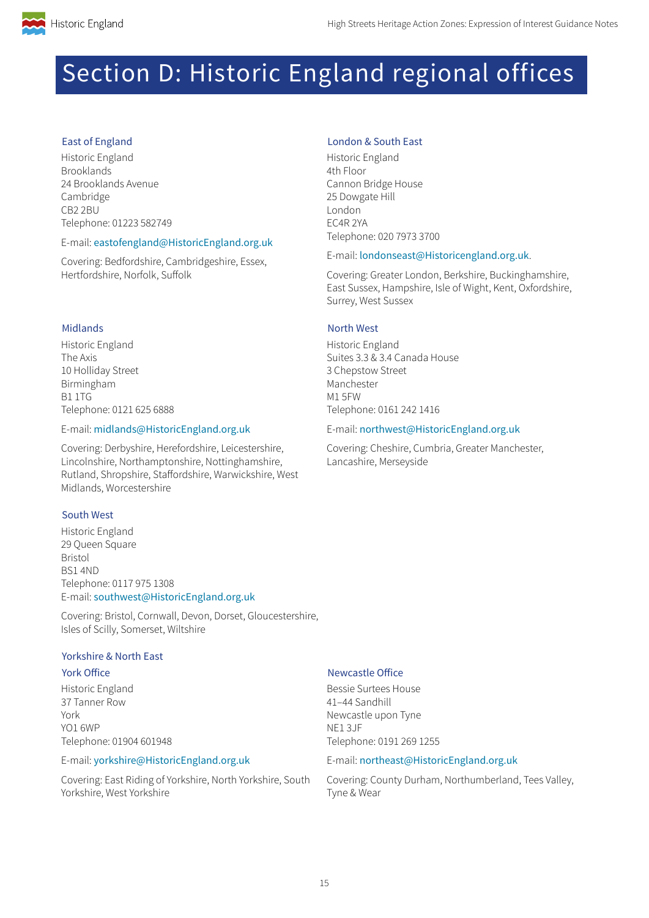# Section D: Historic England regional offices

### East of England

Historic England
Brooklands
24 Brooklands Avenue
Cambridge
CB2 2BU
Telephone: 01223 582749

E-mail: eastofengland@HistoricEngland.org.uk

Covering: Bedfordshire, Cambridgeshire, Essex, Hertfordshire, Norfolk, Suffolk

### Midlands

Historic England
The Axis
10 Holliday Street
Birmingham
B1 1TG
Telephone: 0121 625 6888

E-mail: midlands@HistoricEngland.org.uk

Covering: Derbyshire, Herefordshire, Leicestershire, Lincolnshire, Northamptonshire, Nottinghamshire, Rutland, Shropshire, Staffordshire, Warwickshire, West Midlands, Worcestershire

### South West

Historic England
29 Queen Square
Bristol
BS1 4ND
Telephone: 0117 975 1308
E-mail: southwest@HistoricEngland.org.uk

Covering: Bristol, Cornwall, Devon, Dorset, Gloucestershire, Isles of Scilly, Somerset, Wiltshire

### London & South East

Historic England
4th Floor
Cannon Bridge House
25 Dowgate Hill
London
EC4R 2YA
Telephone: 020 7973 3700

E-mail: londonseast@Historicengland.org.uk.

Covering: Greater London, Berkshire, Buckinghamshire, East Sussex, Hampshire, Isle of Wight, Kent, Oxfordshire, Surrey, West Sussex

### North West

Historic England
Suites 3.3 & 3.4 Canada House
3 Chepstow Street
Manchester
M1 5FW
Telephone: 0161 242 1416

E-mail: northwest@HistoricEngland.org.uk

Covering: Cheshire, Cumbria, Greater Manchester, Lancashire, Merseyside

### Yorkshire & North East

#### York Office

Historic England
37 Tanner Row
York
YO1 6WP
Telephone: 01904 601948

E-mail: yorkshire@HistoricEngland.org.uk

Covering: East Riding of Yorkshire, North Yorkshire, South Yorkshire, West Yorkshire

#### Newcastle Office

Bessie Surtees House
41–44 Sandhill
Newcastle upon Tyne
NE1 3JF
Telephone: 0191 269 1255

E-mail: northeast@HistoricEngland.org.uk

Covering: County Durham, Northumberland, Tees Valley, Tyne & Wear